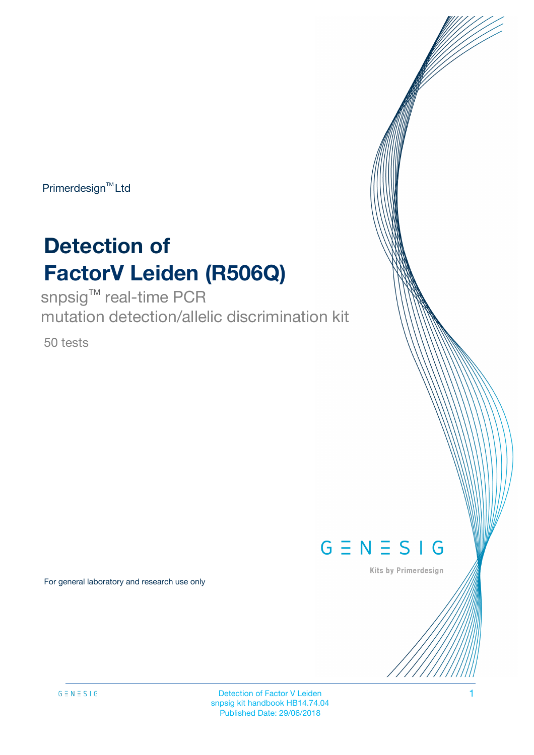Primerdesign™ Ltd

# Detection of FactorV Leiden (R506Q)

snpsig™ real-time PCR
mutation detection/allelic discrimination kit

50 tests

GENESIG

Kits by Primerdesign

For general laboratory and research use only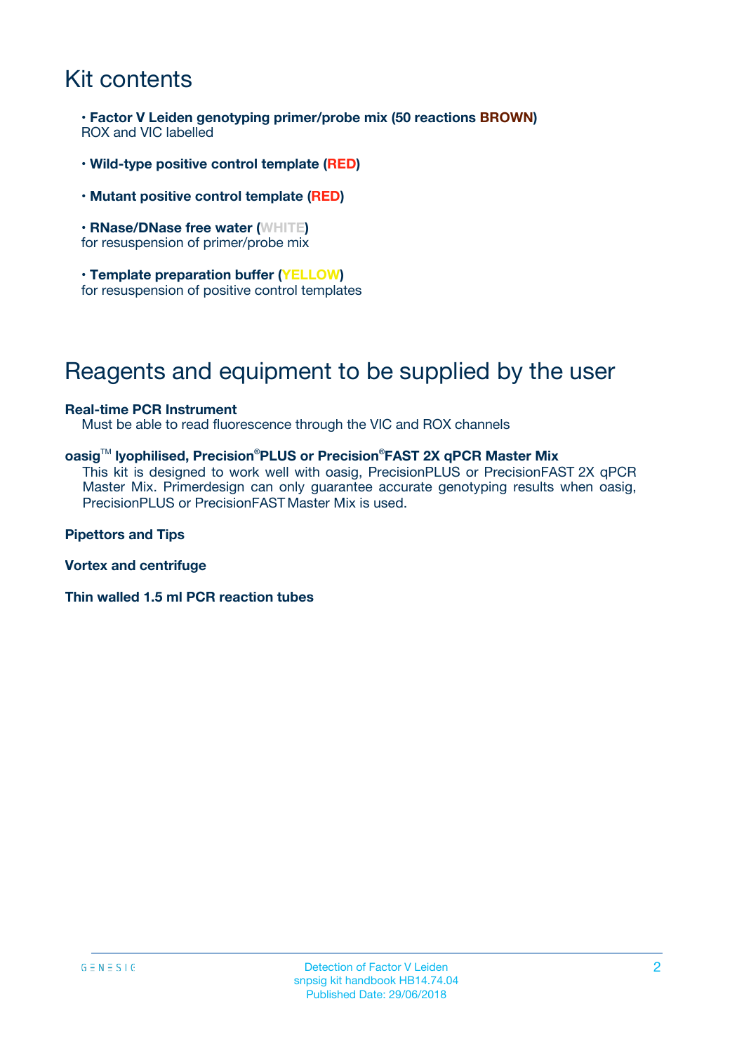# Kit contents

- **Factor V Leiden genotyping primer/probe mix (50 reactions BROWN)**
  ROX and VIC labelled

- **Wild-type positive control template (RED)**

- **Mutant positive control template (RED)**

- **RNase/DNase free water (WHITE)**
  for resuspension of primer/probe mix

- **Template preparation buffer (YELLOW)**
  for resuspension of positive control templates

# Reagents and equipment to be supplied by the user

**Real-time PCR Instrument**
Must be able to read fluorescence through the VIC and ROX channels

**oasig™ lyophilised, Precision®PLUS or Precision®FAST 2X qPCR Master Mix**
This kit is designed to work well with oasig, PrecisionPLUS or PrecisionFAST 2X qPCR Master Mix. Primerdesign can only guarantee accurate genotyping results when oasig, PrecisionPLUS or PrecisionFAST Master Mix is used.

**Pipettors and Tips**

**Vortex and centrifuge**

**Thin walled 1.5 ml PCR reaction tubes**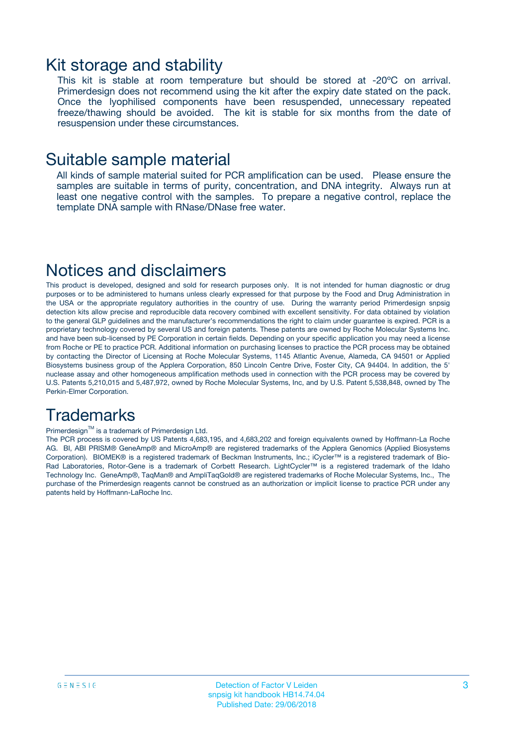# Kit storage and stability

This kit is stable at room temperature but should be stored at -20ºC on arrival. Primerdesign does not recommend using the kit after the expiry date stated on the pack. Once the lyophilised components have been resuspended, unnecessary repeated freeze/thawing should be avoided. The kit is stable for six months from the date of resuspension under these circumstances.

# Suitable sample material

All kinds of sample material suited for PCR amplification can be used. Please ensure the samples are suitable in terms of purity, concentration, and DNA integrity. Always run at least one negative control with the samples. To prepare a negative control, replace the template DNA sample with RNase/DNase free water.

# Notices and disclaimers

This product is developed, designed and sold for research purposes only. It is not intended for human diagnostic or drug purposes or to be administered to humans unless clearly expressed for that purpose by the Food and Drug Administration in the USA or the appropriate regulatory authorities in the country of use. During the warranty period Primerdesign snpsig detection kits allow precise and reproducible data recovery combined with excellent sensitivity. For data obtained by violation to the general GLP guidelines and the manufacturer's recommendations the right to claim under guarantee is expired. PCR is a proprietary technology covered by several US and foreign patents. These patents are owned by Roche Molecular Systems Inc. and have been sub-licensed by PE Corporation in certain fields. Depending on your specific application you may need a license from Roche or PE to practice PCR. Additional information on purchasing licenses to practice the PCR process may be obtained by contacting the Director of Licensing at Roche Molecular Systems, 1145 Atlantic Avenue, Alameda, CA 94501 or Applied Biosystems business group of the Applera Corporation, 850 Lincoln Centre Drive, Foster City, CA 94404. In addition, the 5' nuclease assay and other homogeneous amplification methods used in connection with the PCR process may be covered by U.S. Patents 5,210,015 and 5,487,972, owned by Roche Molecular Systems, Inc, and by U.S. Patent 5,538,848, owned by The Perkin-Elmer Corporation.

# Trademarks

Primerdesign™ is a trademark of Primerdesign Ltd.

The PCR process is covered by US Patents 4,683,195, and 4,683,202 and foreign equivalents owned by Hoffmann-La Roche AG. BI, ABI PRISM® GeneAmp® and MicroAmp® are registered trademarks of the Applera Genomics (Applied Biosystems Corporation). BIOMEK® is a registered trademark of Beckman Instruments, Inc.; iCycler™ is a registered trademark of Bio-Rad Laboratories, Rotor-Gene is a trademark of Corbett Research. LightCycler™ is a registered trademark of the Idaho Technology Inc. GeneAmp®, TaqMan® and AmpliTaqGold® are registered trademarks of Roche Molecular Systems, Inc., The purchase of the Primerdesign reagents cannot be construed as an authorization or implicit license to practice PCR under any patents held by Hoffmann-LaRoche Inc.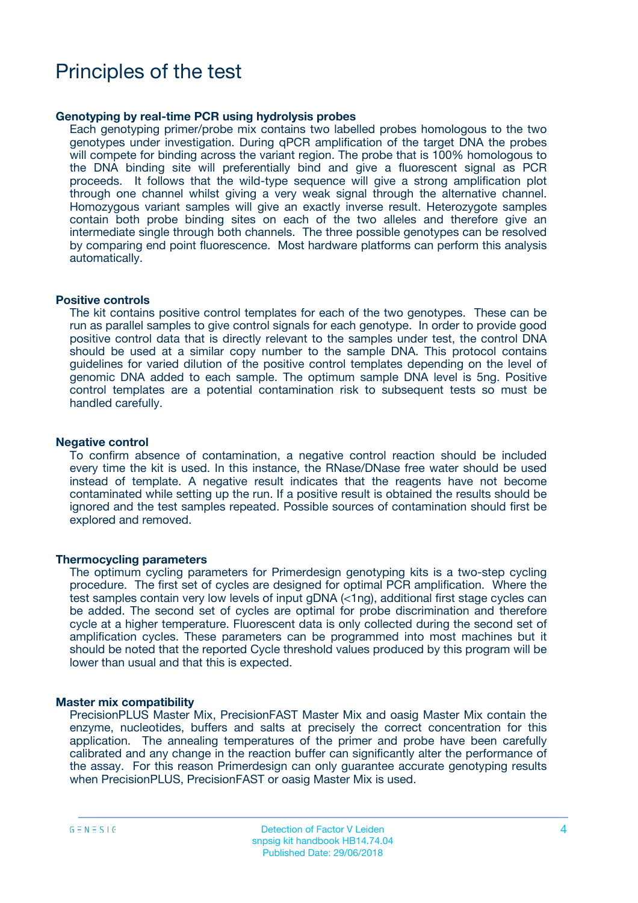# Principles of the test

**Genotyping by real-time PCR using hydrolysis probes**

Each genotyping primer/probe mix contains two labelled probes homologous to the two genotypes under investigation. During qPCR amplification of the target DNA the probes will compete for binding across the variant region. The probe that is 100% homologous to the DNA binding site will preferentially bind and give a fluorescent signal as PCR proceeds. It follows that the wild-type sequence will give a strong amplification plot through one channel whilst giving a very weak signal through the alternative channel. Homozygous variant samples will give an exactly inverse result. Heterozygote samples contain both probe binding sites on each of the two alleles and therefore give an intermediate single through both channels. The three possible genotypes can be resolved by comparing end point fluorescence. Most hardware platforms can perform this analysis automatically.

**Positive controls**

The kit contains positive control templates for each of the two genotypes. These can be run as parallel samples to give control signals for each genotype. In order to provide good positive control data that is directly relevant to the samples under test, the control DNA should be used at a similar copy number to the sample DNA. This protocol contains guidelines for varied dilution of the positive control templates depending on the level of genomic DNA added to each sample. The optimum sample DNA level is 5ng. Positive control templates are a potential contamination risk to subsequent tests so must be handled carefully.

**Negative control**

To confirm absence of contamination, a negative control reaction should be included every time the kit is used. In this instance, the RNase/DNase free water should be used instead of template. A negative result indicates that the reagents have not become contaminated while setting up the run. If a positive result is obtained the results should be ignored and the test samples repeated. Possible sources of contamination should first be explored and removed.

**Thermocycling parameters**

The optimum cycling parameters for Primerdesign genotyping kits is a two-step cycling procedure. The first set of cycles are designed for optimal PCR amplification. Where the test samples contain very low levels of input gDNA (<1ng), additional first stage cycles can be added. The second set of cycles are optimal for probe discrimination and therefore cycle at a higher temperature. Fluorescent data is only collected during the second set of amplification cycles. These parameters can be programmed into most machines but it should be noted that the reported Cycle threshold values produced by this program will be lower than usual and that this is expected.

**Master mix compatibility**

PrecisionPLUS Master Mix, PrecisionFAST Master Mix and oasig Master Mix contain the enzyme, nucleotides, buffers and salts at precisely the correct concentration for this application. The annealing temperatures of the primer and probe have been carefully calibrated and any change in the reaction buffer can significantly alter the performance of the assay. For this reason Primerdesign can only guarantee accurate genotyping results when PrecisionPLUS, PrecisionFAST or oasig Master Mix is used.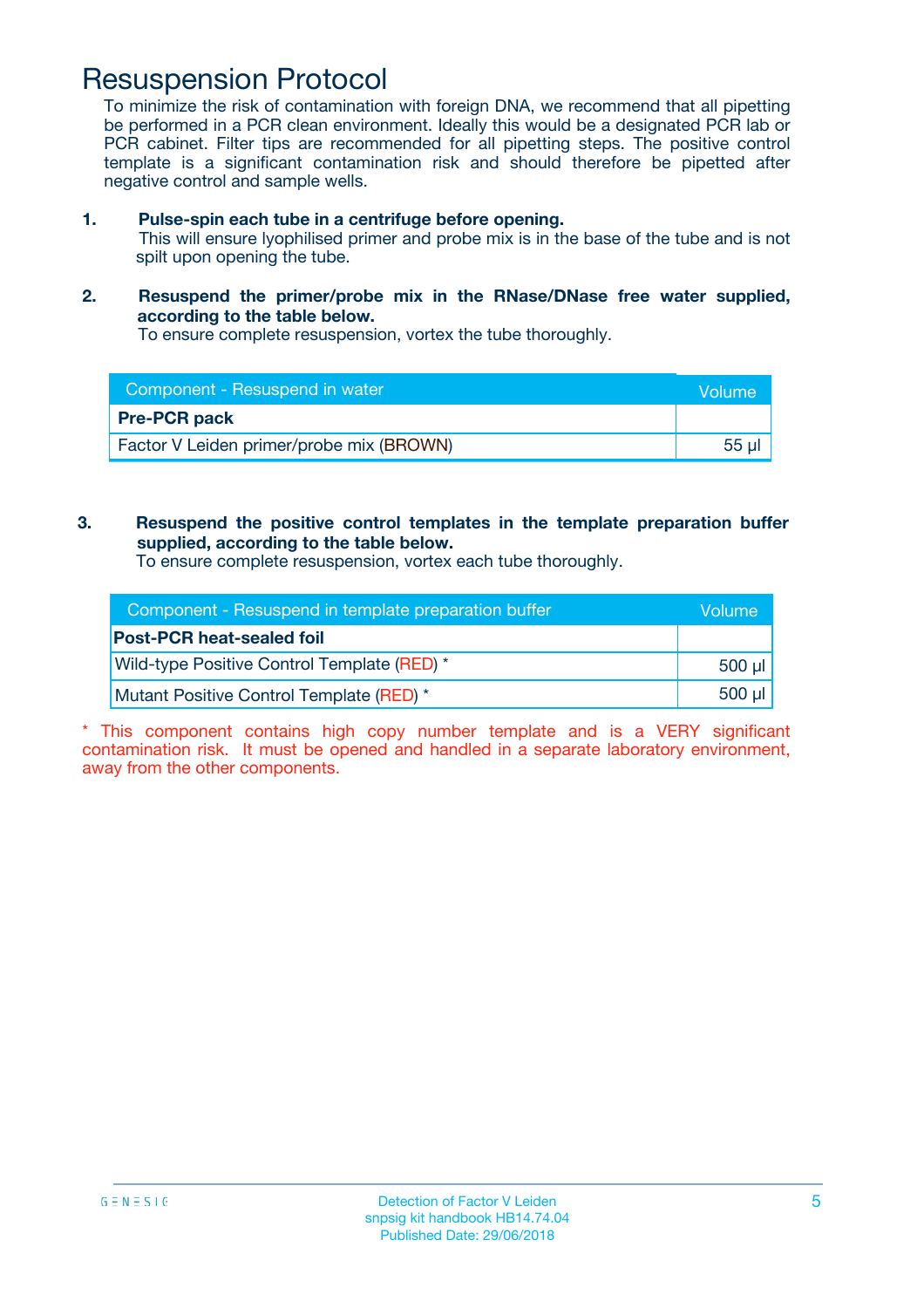# Resuspension Protocol

To minimize the risk of contamination with foreign DNA, we recommend that all pipetting be performed in a PCR clean environment. Ideally this would be a designated PCR lab or PCR cabinet. Filter tips are recommended for all pipetting steps. The positive control template is a significant contamination risk and should therefore be pipetted after negative control and sample wells.

1. **Pulse-spin each tube in a centrifuge before opening.**
   This will ensure lyophilised primer and probe mix is in the base of the tube and is not spilt upon opening the tube.

2. **Resuspend the primer/probe mix in the RNase/DNase free water supplied, according to the table below.**
   To ensure complete resuspension, vortex the tube thoroughly.

| Component - Resuspend in water | Volume |
|---|---|
| **Pre-PCR pack** | |
| Factor V Leiden primer/probe mix (BROWN) | 55 µl |

3. **Resuspend the positive control templates in the template preparation buffer supplied, according to the table below.**
   To ensure complete resuspension, vortex each tube thoroughly.

| Component - Resuspend in template preparation buffer | Volume |
|---|---|
| **Post-PCR heat-sealed foil** | |
| Wild-type Positive Control Template (RED) * | 500 µl |
| Mutant Positive Control Template (RED) * | 500 µl |

* This component contains high copy number template and is a VERY significant contamination risk. It must be opened and handled in a separate laboratory environment, away from the other components.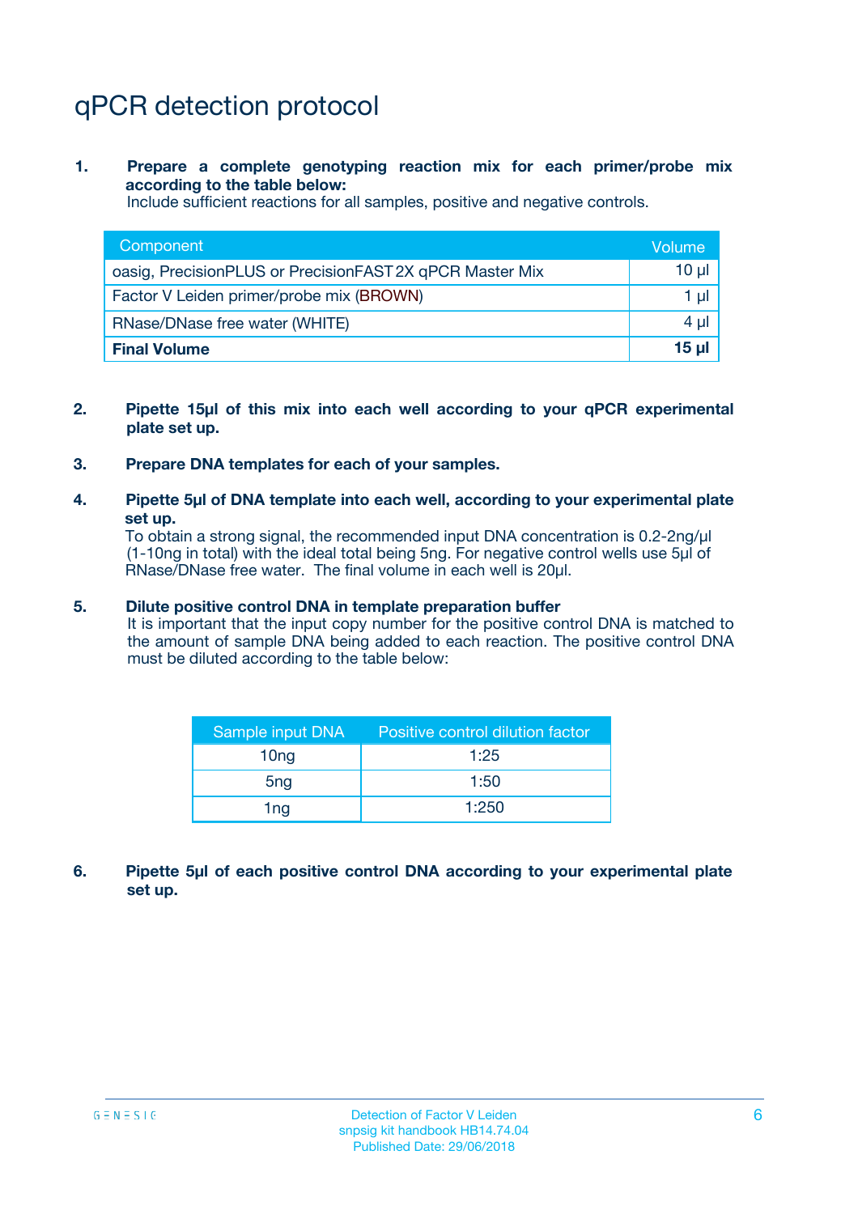# qPCR detection protocol

1. **Prepare a complete genotyping reaction mix for each primer/probe mix according to the table below:**
   Include sufficient reactions for all samples, positive and negative controls.

| Component | Volume |
| --- | --- |
| oasig, PrecisionPLUS or PrecisionFAST 2X qPCR Master Mix | 10 µl |
| Factor V Leiden primer/probe mix (BROWN) | 1 µl |
| RNase/DNase free water (WHITE) | 4 µl |
| **Final Volume** | **15 µl** |

2. **Pipette 15µl of this mix into each well according to your qPCR experimental plate set up.**

3. **Prepare DNA templates for each of your samples.**

4. **Pipette 5µl of DNA template into each well, according to your experimental plate set up.**
   To obtain a strong signal, the recommended input DNA concentration is 0.2-2ng/µl (1-10ng in total) with the ideal total being 5ng. For negative control wells use 5µl of RNase/DNase free water. The final volume in each well is 20µl.

5. **Dilute positive control DNA in template preparation buffer**
   It is important that the input copy number for the positive control DNA is matched to the amount of sample DNA being added to each reaction. The positive control DNA must be diluted according to the table below:

| Sample input DNA | Positive control dilution factor |
| --- | --- |
| 10ng | 1:25 |
| 5ng | 1:50 |
| 1ng | 1:250 |

6. **Pipette 5µl of each positive control DNA according to your experimental plate set up.**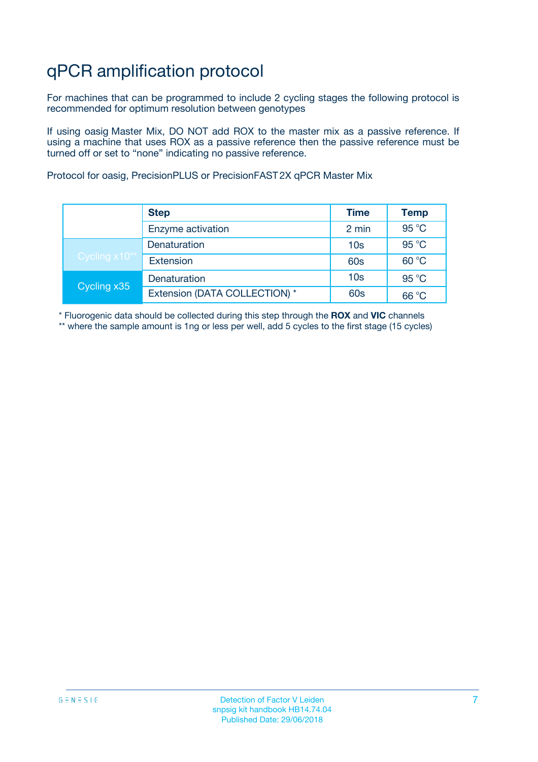# qPCR amplification protocol

For machines that can be programmed to include 2 cycling stages the following protocol is recommended for optimum resolution between genotypes

If using oasig Master Mix, DO NOT add ROX to the master mix as a passive reference. If using a machine that uses ROX as a passive reference then the passive reference must be turned off or set to “none” indicating no passive reference.

Protocol for oasig, PrecisionPLUS or PrecisionFAST 2X qPCR Master Mix

| | Step | Time | Temp |
|---|---|---|---|
| | Enzyme activation | 2 min | 95 °C |
| Cycling x10** | Denaturation | 10s | 95 °C |
| | Extension | 60s | 60 °C |
| Cycling x35 | Denaturation | 10s | 95 °C |
| | Extension (DATA COLLECTION) * | 60s | 66 °C |

\* Fluorogenic data should be collected during this step through the **ROX** and **VIC** channels
** where the sample amount is 1ng or less per well, add 5 cycles to the first stage (15 cycles)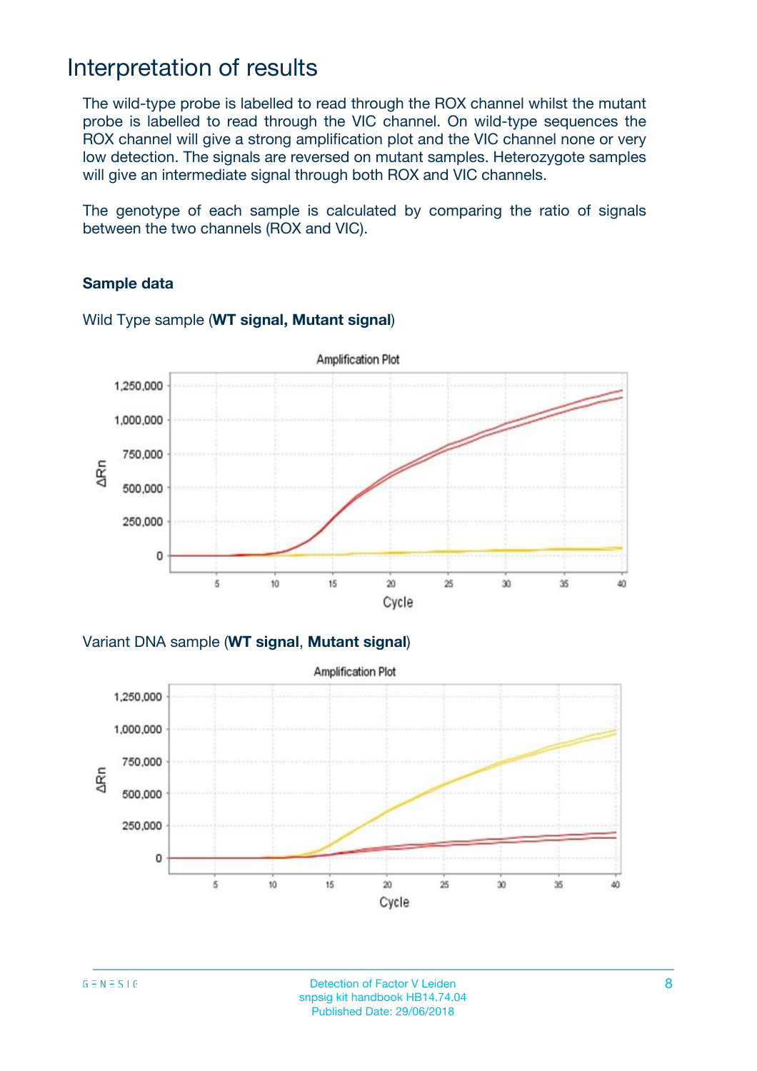# Interpretation of results

The wild-type probe is labelled to read through the ROX channel whilst the mutant probe is labelled to read through the VIC channel. On wild-type sequences the ROX channel will give a strong amplification plot and the VIC channel none or very low detection. The signals are reversed on mutant samples. Heterozygote samples will give an intermediate signal through both ROX and VIC channels.

The genotype of each sample is calculated by comparing the ratio of signals between the two channels (ROX and VIC).

**Sample data**

Wild Type sample (**WT signal, Mutant signal**)

Variant DNA sample (**WT signal**, **Mutant signal**)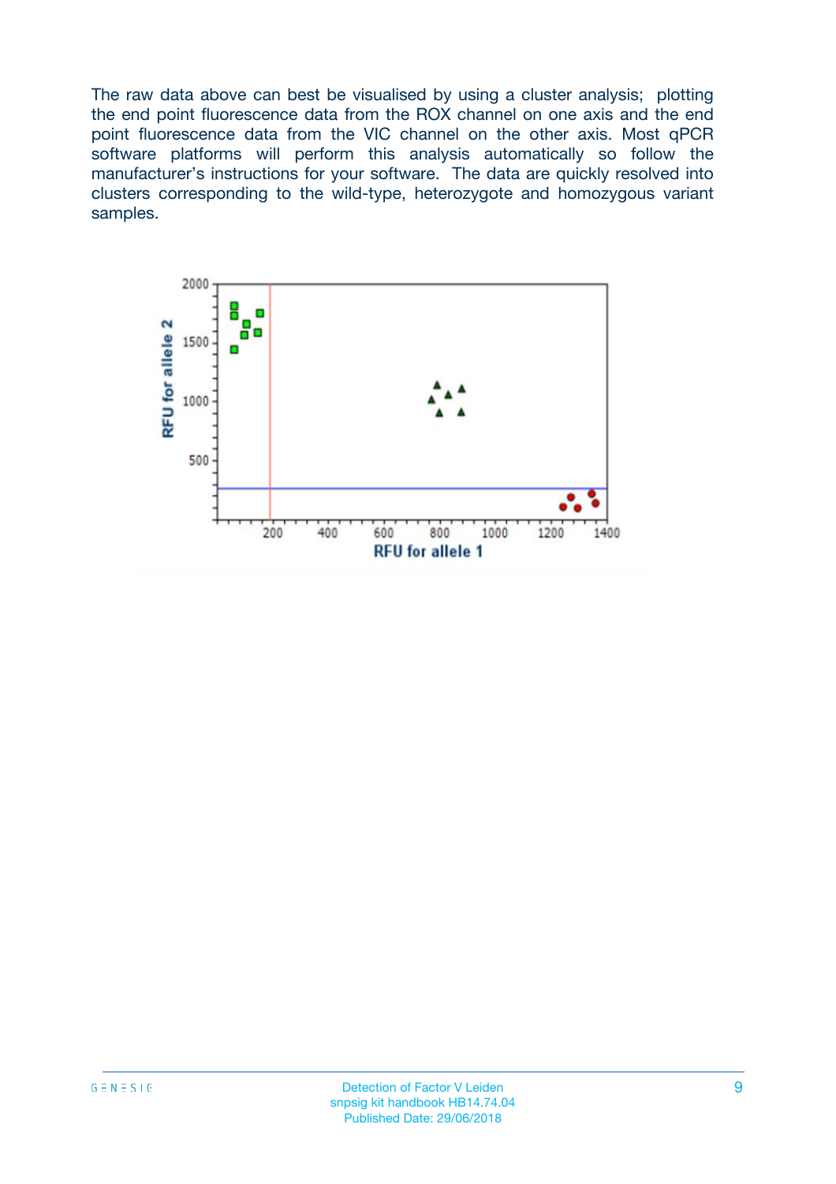The raw data above can best be visualised by using a cluster analysis; plotting the end point fluorescence data from the ROX channel on one axis and the end point fluorescence data from the VIC channel on the other axis. Most qPCR software platforms will perform this analysis automatically so follow the manufacturer's instructions for your software. The data are quickly resolved into clusters corresponding to the wild-type, heterozygote and homozygous variant samples.

RFU for allele 2

2000
1500
1000
500

200
400
600
800
1000
1200
1400

RFU for allele 1